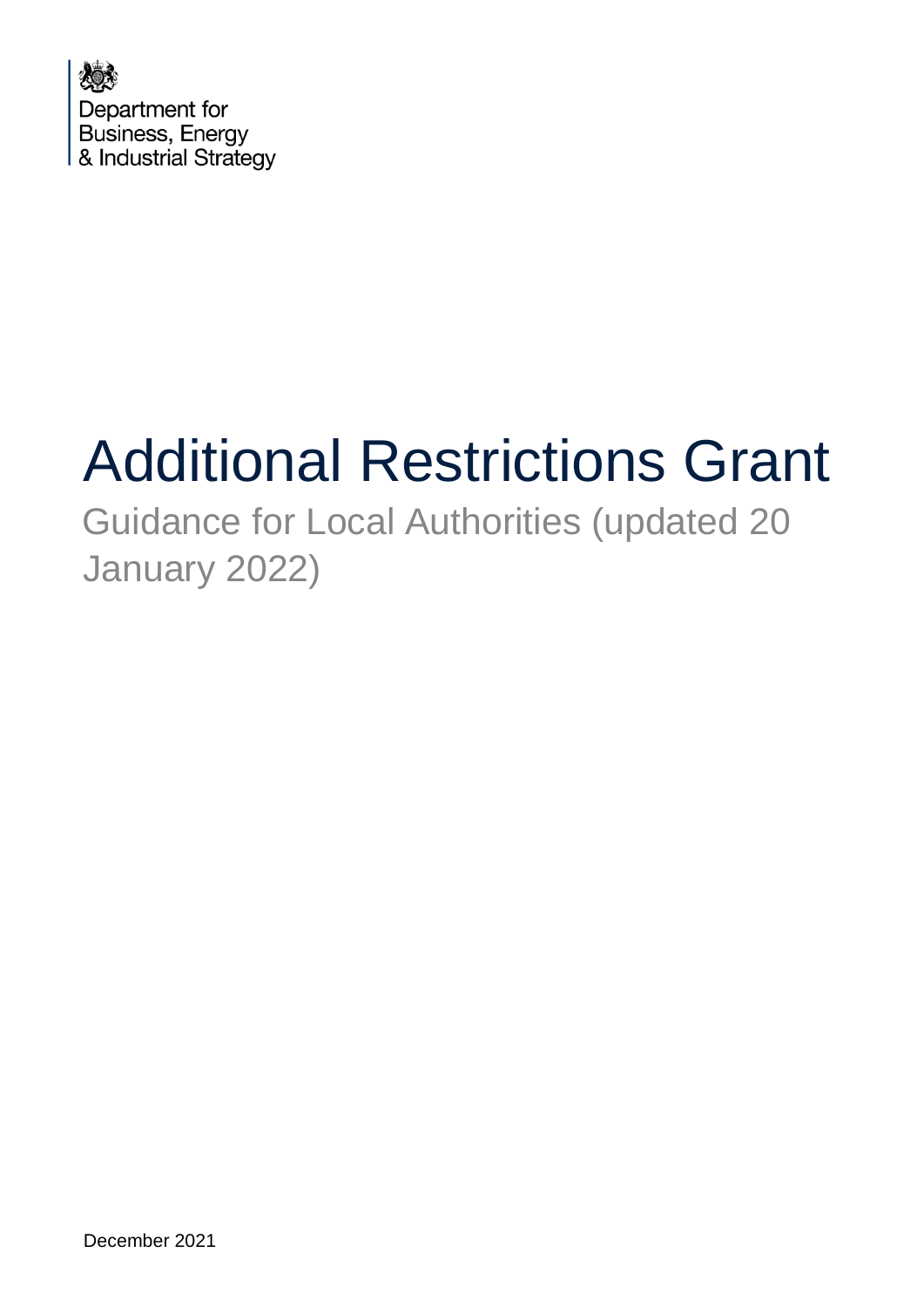Department for
Business, Energy
& Industrial Strategy

# Additional Restrictions Grant

## Guidance for Local Authorities (updated 20 January 2022)

December 2021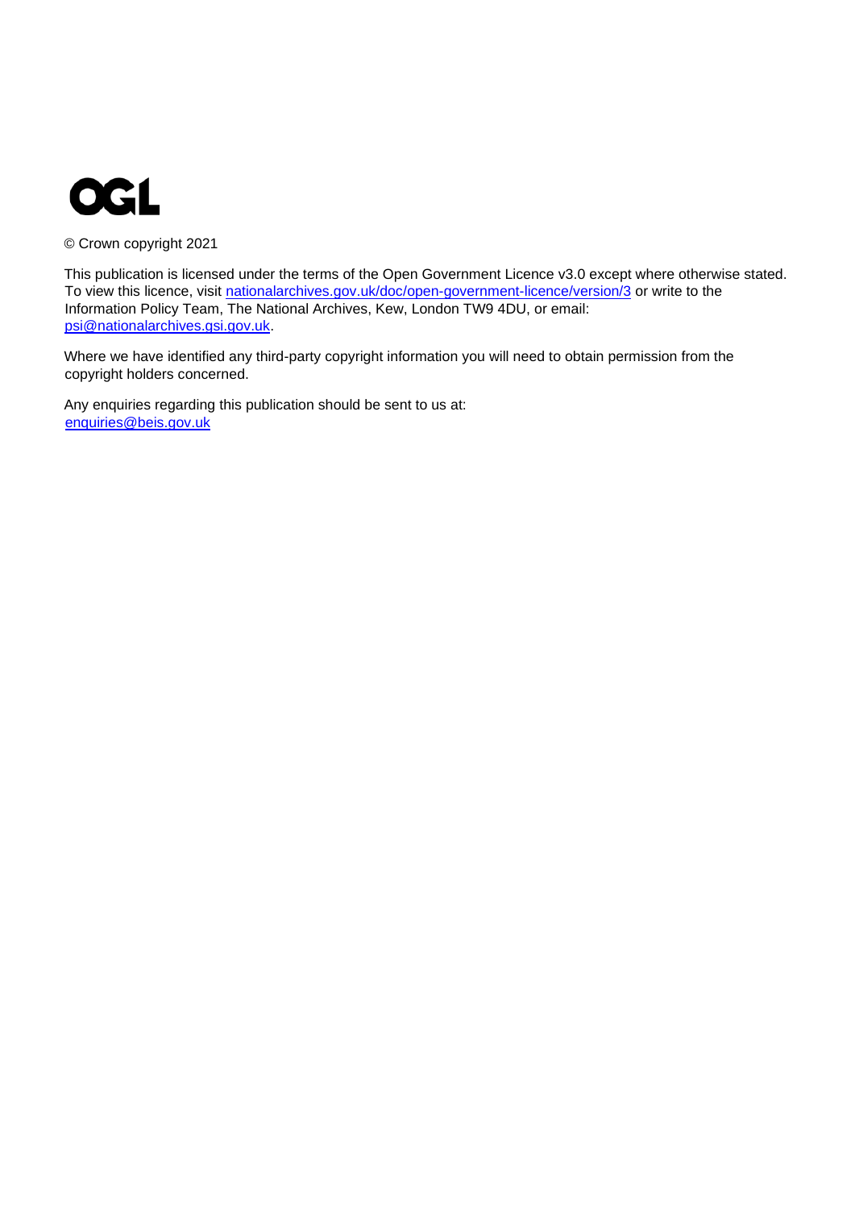OGL

© Crown copyright 2021

This publication is licensed under the terms of the Open Government Licence v3.0 except where otherwise stated. To view this licence, visit nationalarchives.gov.uk/doc/open-government-licence/version/3 or write to the Information Policy Team, The National Archives, Kew, London TW9 4DU, or email: psi@nationalarchives.gsi.gov.uk.

Where we have identified any third-party copyright information you will need to obtain permission from the copyright holders concerned.

Any enquiries regarding this publication should be sent to us at: enquiries@beis.gov.uk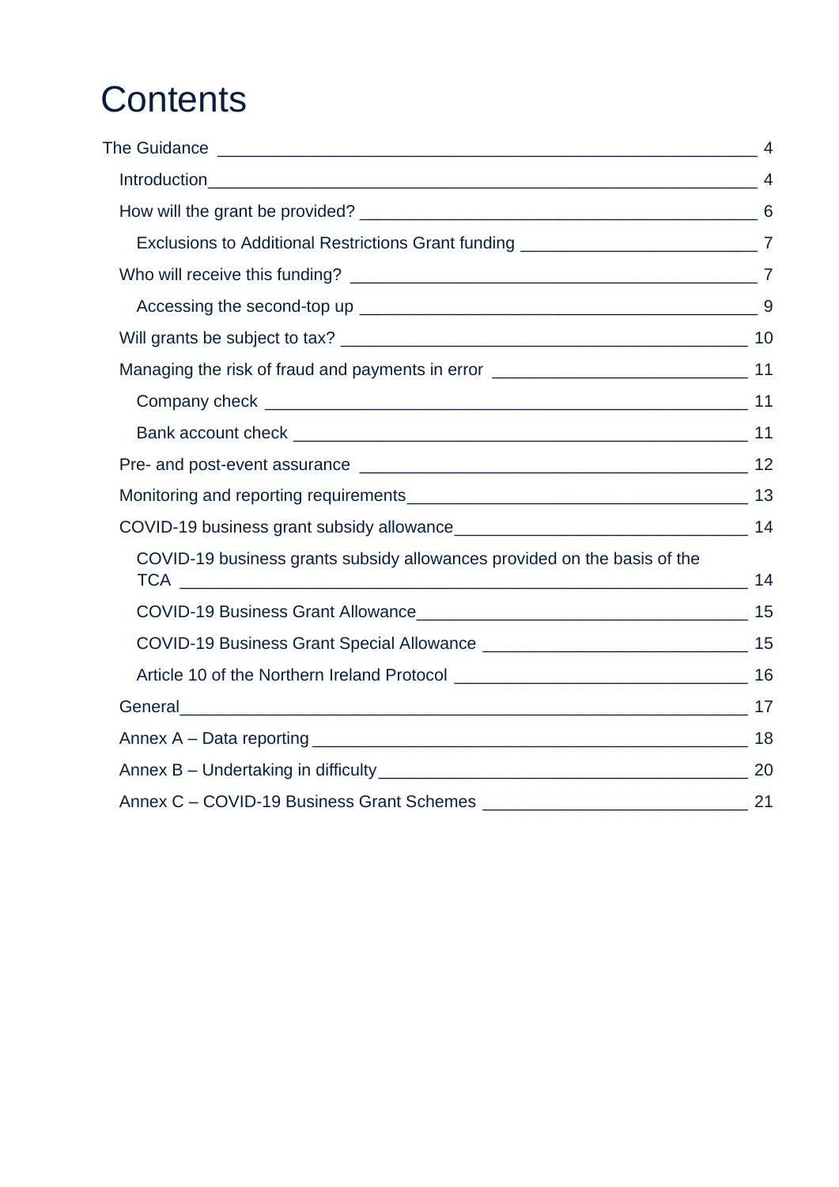# Contents

- The Guidance 4
  - Introduction 4
  - How will the grant be provided? 6
    - Exclusions to Additional Restrictions Grant funding 7
  - Who will receive this funding? 7
    - Accessing the second-top up 9
  - Will grants be subject to tax? 10
  - Managing the risk of fraud and payments in error 11
    - Company check 11
    - Bank account check 11
  - Pre- and post-event assurance 12
  - Monitoring and reporting requirements 13
  - COVID-19 business grant subsidy allowance 14
    - COVID-19 business grants subsidy allowances provided on the basis of the TCA 14
    - COVID-19 Business Grant Allowance 15
    - COVID-19 Business Grant Special Allowance 15
    - Article 10 of the Northern Ireland Protocol 16
  - General 17
  - Annex A – Data reporting 18
  - Annex B – Undertaking in difficulty 20
  - Annex C – COVID-19 Business Grant Schemes 21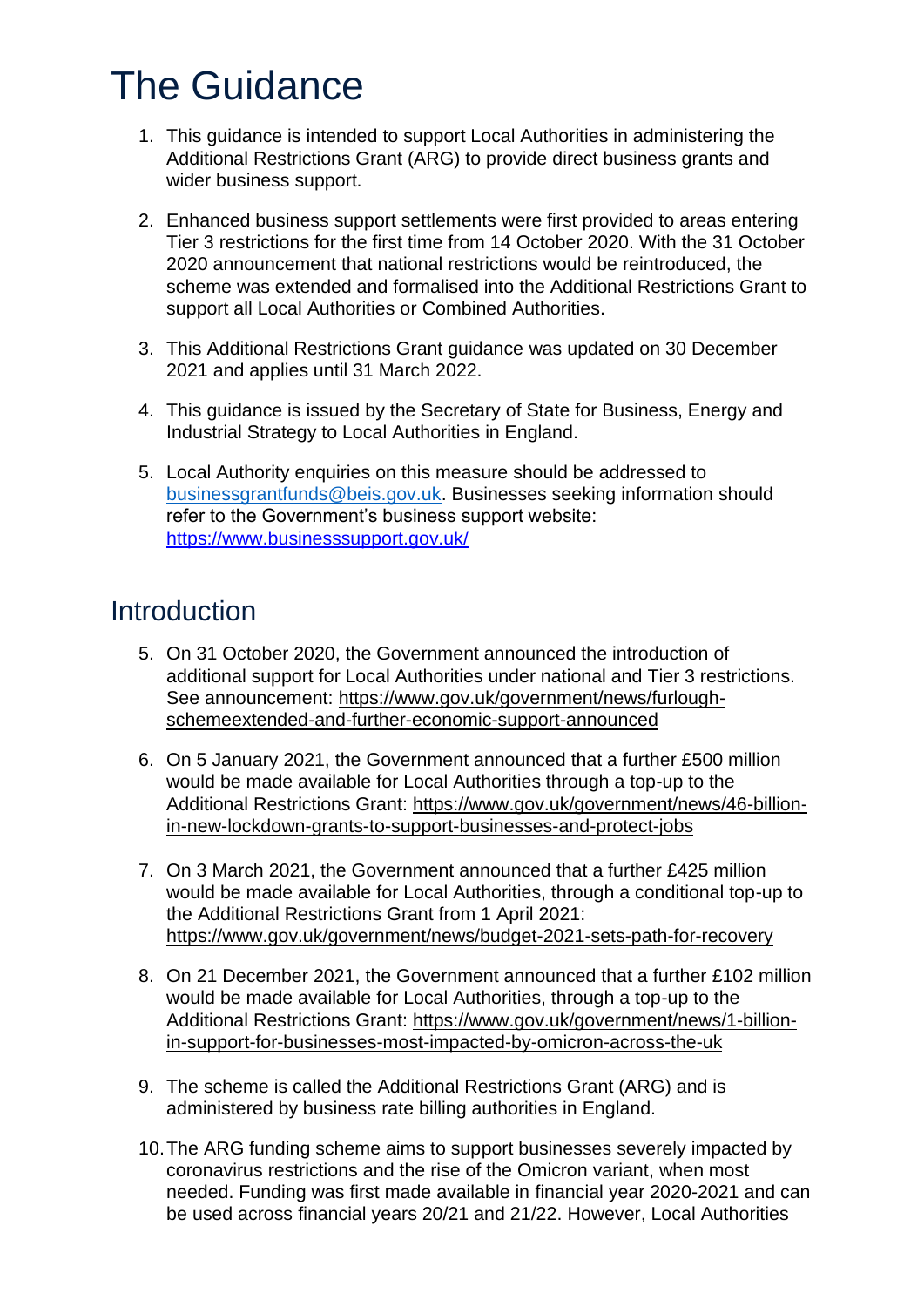# The Guidance

1. This guidance is intended to support Local Authorities in administering the Additional Restrictions Grant (ARG) to provide direct business grants and wider business support.

2. Enhanced business support settlements were first provided to areas entering Tier 3 restrictions for the first time from 14 October 2020. With the 31 October 2020 announcement that national restrictions would be reintroduced, the scheme was extended and formalised into the Additional Restrictions Grant to support all Local Authorities or Combined Authorities.

3. This Additional Restrictions Grant guidance was updated on 30 December 2021 and applies until 31 March 2022.

4. This guidance is issued by the Secretary of State for Business, Energy and Industrial Strategy to Local Authorities in England.

5. Local Authority enquiries on this measure should be addressed to businessgrantfunds@beis.gov.uk. Businesses seeking information should refer to the Government's business support website: https://www.businesssupport.gov.uk/

## Introduction

5. On 31 October 2020, the Government announced the introduction of additional support for Local Authorities under national and Tier 3 restrictions. See announcement: https://www.gov.uk/government/news/furlough-schemeextended-and-further-economic-support-announced

6. On 5 January 2021, the Government announced that a further £500 million would be made available for Local Authorities through a top-up to the Additional Restrictions Grant: https://www.gov.uk/government/news/46-billion-in-new-lockdown-grants-to-support-businesses-and-protect-jobs

7. On 3 March 2021, the Government announced that a further £425 million would be made available for Local Authorities, through a conditional top-up to the Additional Restrictions Grant from 1 April 2021: https://www.gov.uk/government/news/budget-2021-sets-path-for-recovery

8. On 21 December 2021, the Government announced that a further £102 million would be made available for Local Authorities, through a top-up to the Additional Restrictions Grant: https://www.gov.uk/government/news/1-billion-in-support-for-businesses-most-impacted-by-omicron-across-the-uk

9. The scheme is called the Additional Restrictions Grant (ARG) and is administered by business rate billing authorities in England.

10. The ARG funding scheme aims to support businesses severely impacted by coronavirus restrictions and the rise of the Omicron variant, when most needed. Funding was first made available in financial year 2020-2021 and can be used across financial years 20/21 and 21/22. However, Local Authorities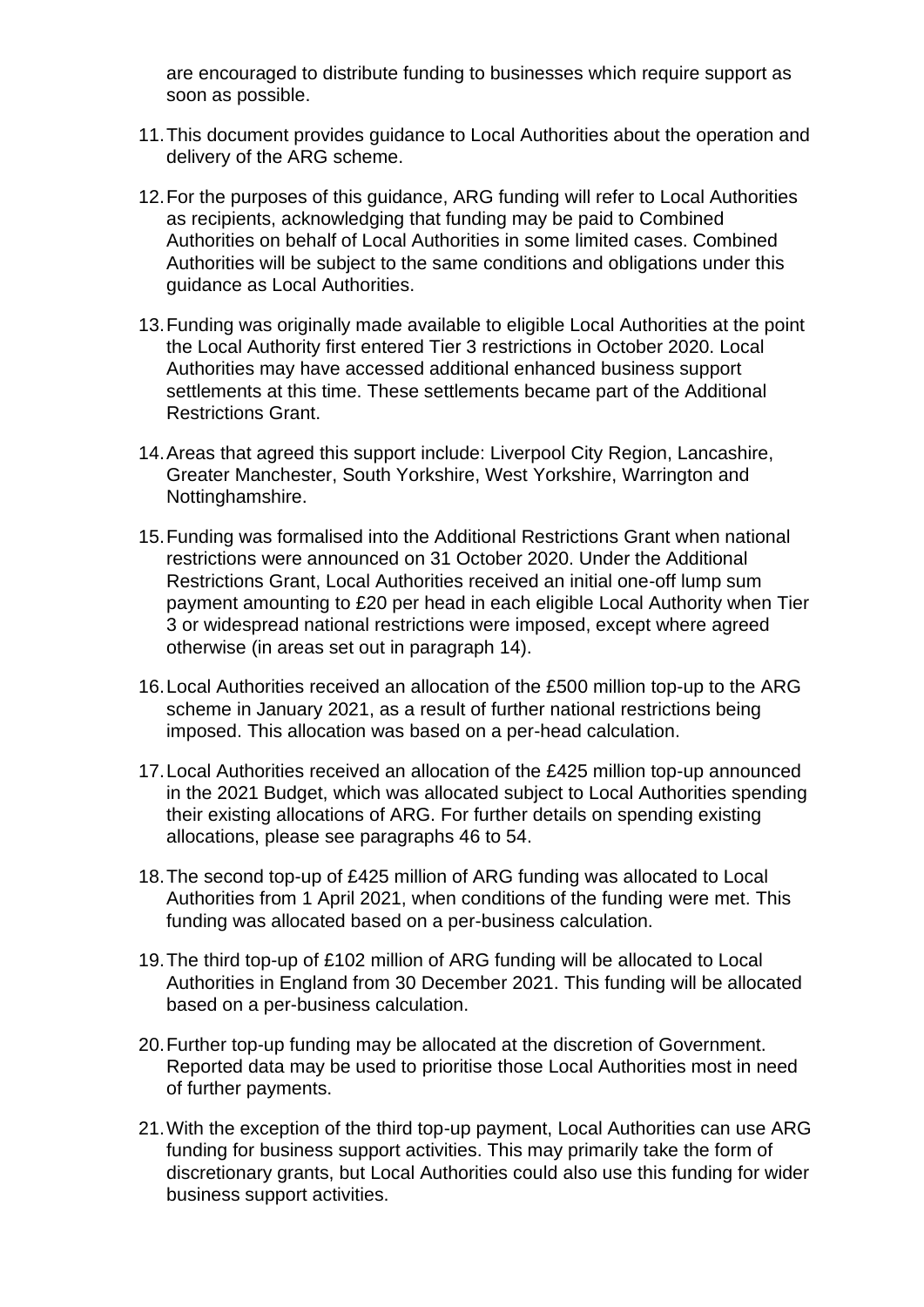are encouraged to distribute funding to businesses which require support as soon as possible.

11. This document provides guidance to Local Authorities about the operation and delivery of the ARG scheme.

12. For the purposes of this guidance, ARG funding will refer to Local Authorities as recipients, acknowledging that funding may be paid to Combined Authorities on behalf of Local Authorities in some limited cases. Combined Authorities will be subject to the same conditions and obligations under this guidance as Local Authorities.

13. Funding was originally made available to eligible Local Authorities at the point the Local Authority first entered Tier 3 restrictions in October 2020. Local Authorities may have accessed additional enhanced business support settlements at this time. These settlements became part of the Additional Restrictions Grant.

14. Areas that agreed this support include: Liverpool City Region, Lancashire, Greater Manchester, South Yorkshire, West Yorkshire, Warrington and Nottinghamshire.

15. Funding was formalised into the Additional Restrictions Grant when national restrictions were announced on 31 October 2020. Under the Additional Restrictions Grant, Local Authorities received an initial one-off lump sum payment amounting to £20 per head in each eligible Local Authority when Tier 3 or widespread national restrictions were imposed, except where agreed otherwise (in areas set out in paragraph 14).

16. Local Authorities received an allocation of the £500 million top-up to the ARG scheme in January 2021, as a result of further national restrictions being imposed. This allocation was based on a per-head calculation.

17. Local Authorities received an allocation of the £425 million top-up announced in the 2021 Budget, which was allocated subject to Local Authorities spending their existing allocations of ARG. For further details on spending existing allocations, please see paragraphs 46 to 54.

18. The second top-up of £425 million of ARG funding was allocated to Local Authorities from 1 April 2021, when conditions of the funding were met. This funding was allocated based on a per-business calculation.

19. The third top-up of £102 million of ARG funding will be allocated to Local Authorities in England from 30 December 2021. This funding will be allocated based on a per-business calculation.

20. Further top-up funding may be allocated at the discretion of Government. Reported data may be used to prioritise those Local Authorities most in need of further payments.

21. With the exception of the third top-up payment, Local Authorities can use ARG funding for business support activities. This may primarily take the form of discretionary grants, but Local Authorities could also use this funding for wider business support activities.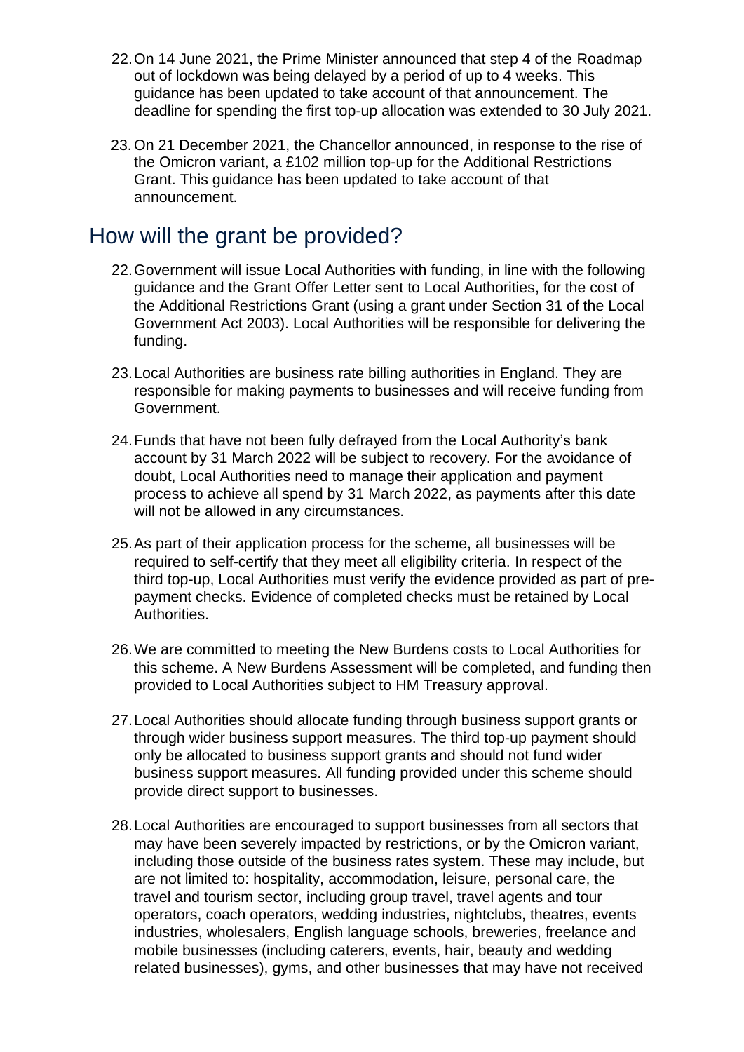22. On 14 June 2021, the Prime Minister announced that step 4 of the Roadmap out of lockdown was being delayed by a period of up to 4 weeks. This guidance has been updated to take account of that announcement. The deadline for spending the first top-up allocation was extended to 30 July 2021.

23. On 21 December 2021, the Chancellor announced, in response to the rise of the Omicron variant, a £102 million top-up for the Additional Restrictions Grant. This guidance has been updated to take account of that announcement.

## How will the grant be provided?

22. Government will issue Local Authorities with funding, in line with the following guidance and the Grant Offer Letter sent to Local Authorities, for the cost of the Additional Restrictions Grant (using a grant under Section 31 of the Local Government Act 2003). Local Authorities will be responsible for delivering the funding.

23. Local Authorities are business rate billing authorities in England. They are responsible for making payments to businesses and will receive funding from Government.

24. Funds that have not been fully defrayed from the Local Authority's bank account by 31 March 2022 will be subject to recovery. For the avoidance of doubt, Local Authorities need to manage their application and payment process to achieve all spend by 31 March 2022, as payments after this date will not be allowed in any circumstances.

25. As part of their application process for the scheme, all businesses will be required to self-certify that they meet all eligibility criteria. In respect of the third top-up, Local Authorities must verify the evidence provided as part of pre-payment checks. Evidence of completed checks must be retained by Local Authorities.

26. We are committed to meeting the New Burdens costs to Local Authorities for this scheme. A New Burdens Assessment will be completed, and funding then provided to Local Authorities subject to HM Treasury approval.

27. Local Authorities should allocate funding through business support grants or through wider business support measures. The third top-up payment should only be allocated to business support grants and should not fund wider business support measures. All funding provided under this scheme should provide direct support to businesses.

28. Local Authorities are encouraged to support businesses from all sectors that may have been severely impacted by restrictions, or by the Omicron variant, including those outside of the business rates system. These may include, but are not limited to: hospitality, accommodation, leisure, personal care, the travel and tourism sector, including group travel, travel agents and tour operators, coach operators, wedding industries, nightclubs, theatres, events industries, wholesalers, English language schools, breweries, freelance and mobile businesses (including caterers, events, hair, beauty and wedding related businesses), gyms, and other businesses that may have not received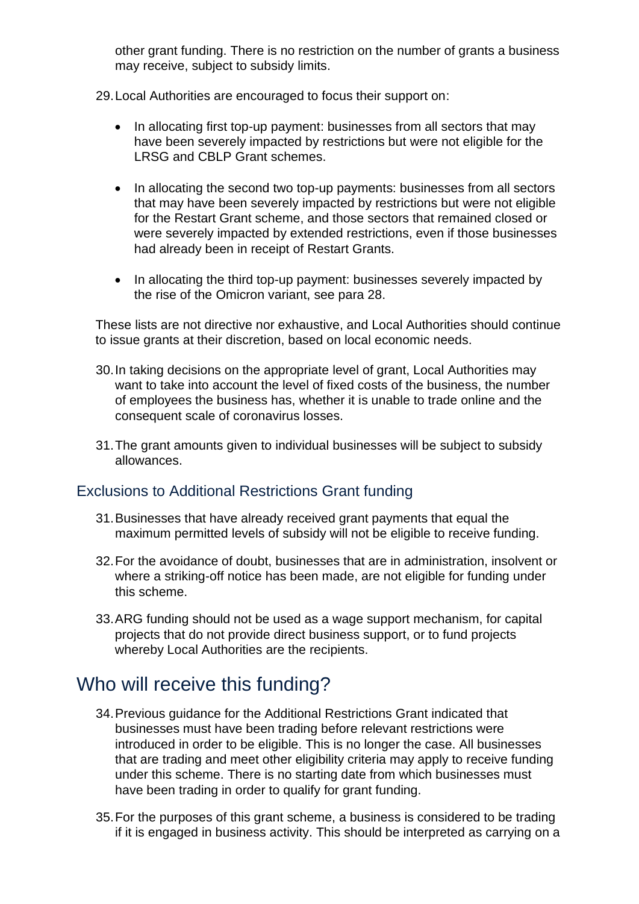other grant funding. There is no restriction on the number of grants a business may receive, subject to subsidy limits.

29. Local Authorities are encouraged to focus their support on:

    - In allocating first top-up payment: businesses from all sectors that may have been severely impacted by restrictions but were not eligible for the LRSG and CBLP Grant schemes.
    - In allocating the second two top-up payments: businesses from all sectors that may have been severely impacted by restrictions but were not eligible for the Restart Grant scheme, and those sectors that remained closed or were severely impacted by extended restrictions, even if those businesses had already been in receipt of Restart Grants.
    - In allocating the third top-up payment: businesses severely impacted by the rise of the Omicron variant, see para 28.

These lists are not directive nor exhaustive, and Local Authorities should continue to issue grants at their discretion, based on local economic needs.

30. In taking decisions on the appropriate level of grant, Local Authorities may want to take into account the level of fixed costs of the business, the number of employees the business has, whether it is unable to trade online and the consequent scale of coronavirus losses.

31. The grant amounts given to individual businesses will be subject to subsidy allowances.

## Exclusions to Additional Restrictions Grant funding

31. Businesses that have already received grant payments that equal the maximum permitted levels of subsidy will not be eligible to receive funding.

32. For the avoidance of doubt, businesses that are in administration, insolvent or where a striking-off notice has been made, are not eligible for funding under this scheme.

33. ARG funding should not be used as a wage support mechanism, for capital projects that do not provide direct business support, or to fund projects whereby Local Authorities are the recipients.

# Who will receive this funding?

34. Previous guidance for the Additional Restrictions Grant indicated that businesses must have been trading before relevant restrictions were introduced in order to be eligible. This is no longer the case. All businesses that are trading and meet other eligibility criteria may apply to receive funding under this scheme. There is no starting date from which businesses must have been trading in order to qualify for grant funding.

35. For the purposes of this grant scheme, a business is considered to be trading if it is engaged in business activity. This should be interpreted as carrying on a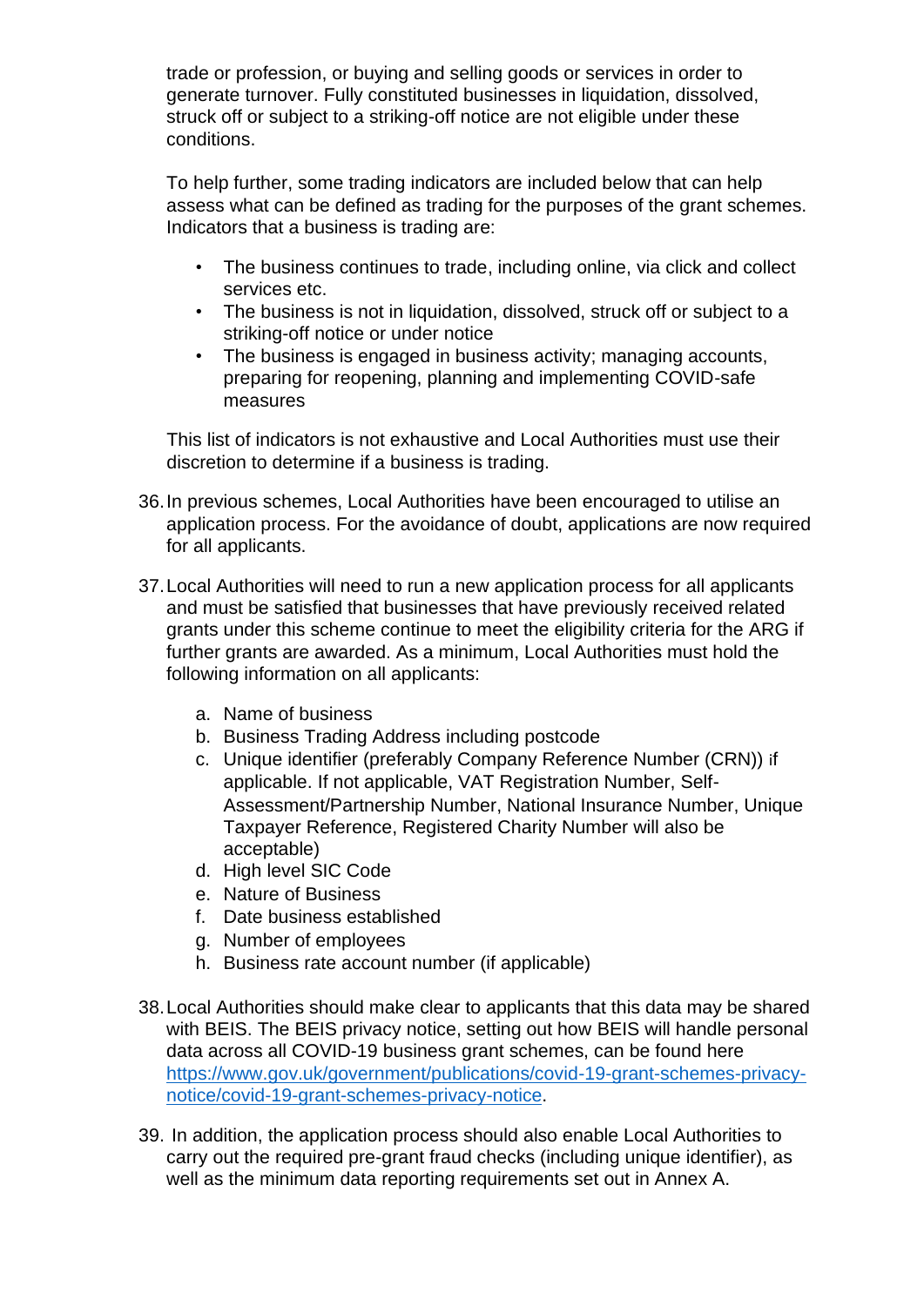trade or profession, or buying and selling goods or services in order to generate turnover. Fully constituted businesses in liquidation, dissolved, struck off or subject to a striking-off notice are not eligible under these conditions.

To help further, some trading indicators are included below that can help assess what can be defined as trading for the purposes of the grant schemes. Indicators that a business is trading are:

- The business continues to trade, including online, via click and collect services etc.
- The business is not in liquidation, dissolved, struck off or subject to a striking-off notice or under notice
- The business is engaged in business activity; managing accounts, preparing for reopening, planning and implementing COVID-safe measures

This list of indicators is not exhaustive and Local Authorities must use their discretion to determine if a business is trading.

36. In previous schemes, Local Authorities have been encouraged to utilise an application process. For the avoidance of doubt, applications are now required for all applicants.

37. Local Authorities will need to run a new application process for all applicants and must be satisfied that businesses that have previously received related grants under this scheme continue to meet the eligibility criteria for the ARG if further grants are awarded. As a minimum, Local Authorities must hold the following information on all applicants:

    a. Name of business
    b. Business Trading Address including postcode
    c. Unique identifier (preferably Company Reference Number (CRN)) if applicable. If not applicable, VAT Registration Number, Self-Assessment/Partnership Number, National Insurance Number, Unique Taxpayer Reference, Registered Charity Number will also be acceptable)
    d. High level SIC Code
    e. Nature of Business
    f. Date business established
    g. Number of employees
    h. Business rate account number (if applicable)

38. Local Authorities should make clear to applicants that this data may be shared with BEIS. The BEIS privacy notice, setting out how BEIS will handle personal data across all COVID-19 business grant schemes, can be found here [https://www.gov.uk/government/publications/covid-19-grant-schemes-privacy-notice/covid-19-grant-schemes-privacy-notice](https://www.gov.uk/government/publications/covid-19-grant-schemes-privacy-notice/covid-19-grant-schemes-privacy-notice).

39. In addition, the application process should also enable Local Authorities to carry out the required pre-grant fraud checks (including unique identifier), as well as the minimum data reporting requirements set out in Annex A.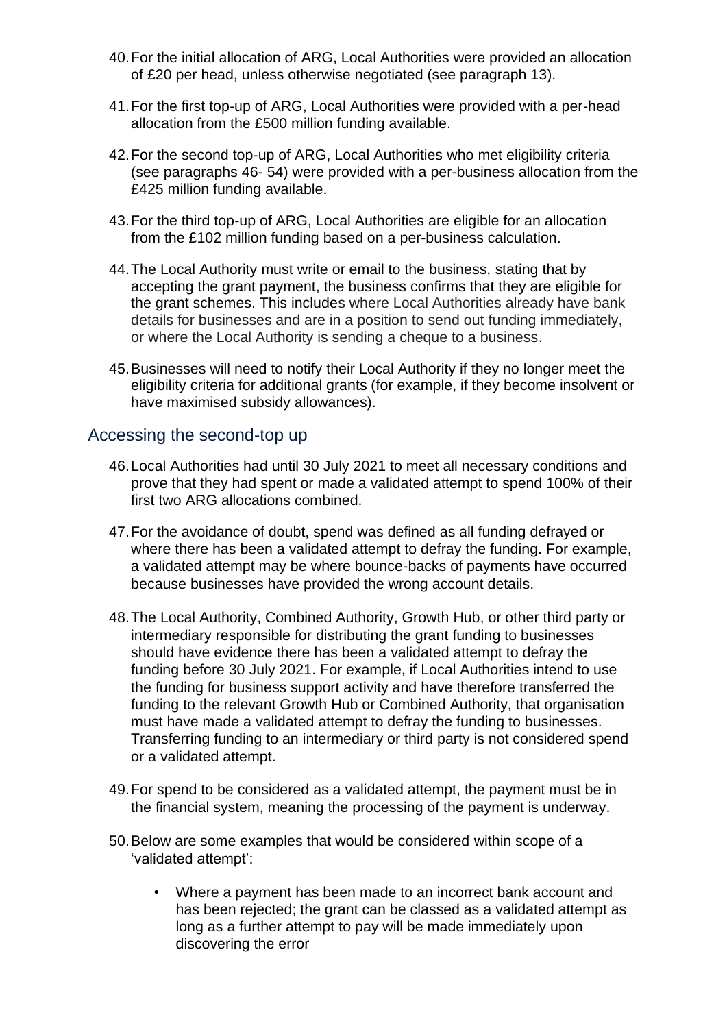40. For the initial allocation of ARG, Local Authorities were provided an allocation of £20 per head, unless otherwise negotiated (see paragraph 13).

41. For the first top-up of ARG, Local Authorities were provided with a per-head allocation from the £500 million funding available.

42. For the second top-up of ARG, Local Authorities who met eligibility criteria (see paragraphs 46- 54) were provided with a per-business allocation from the £425 million funding available.

43. For the third top-up of ARG, Local Authorities are eligible for an allocation from the £102 million funding based on a per-business calculation.

44. The Local Authority must write or email to the business, stating that by accepting the grant payment, the business confirms that they are eligible for the grant schemes. This includes where Local Authorities already have bank details for businesses and are in a position to send out funding immediately, or where the Local Authority is sending a cheque to a business.

45. Businesses will need to notify their Local Authority if they no longer meet the eligibility criteria for additional grants (for example, if they become insolvent or have maximised subsidy allowances).

## Accessing the second-top up

46. Local Authorities had until 30 July 2021 to meet all necessary conditions and prove that they had spent or made a validated attempt to spend 100% of their first two ARG allocations combined.

47. For the avoidance of doubt, spend was defined as all funding defrayed or where there has been a validated attempt to defray the funding. For example, a validated attempt may be where bounce-backs of payments have occurred because businesses have provided the wrong account details.

48. The Local Authority, Combined Authority, Growth Hub, or other third party or intermediary responsible for distributing the grant funding to businesses should have evidence there has been a validated attempt to defray the funding before 30 July 2021. For example, if Local Authorities intend to use the funding for business support activity and have therefore transferred the funding to the relevant Growth Hub or Combined Authority, that organisation must have made a validated attempt to defray the funding to businesses. Transferring funding to an intermediary or third party is not considered spend or a validated attempt.

49. For spend to be considered as a validated attempt, the payment must be in the financial system, meaning the processing of the payment is underway.

50. Below are some examples that would be considered within scope of a 'validated attempt':

    - Where a payment has been made to an incorrect bank account and has been rejected; the grant can be classed as a validated attempt as long as a further attempt to pay will be made immediately upon discovering the error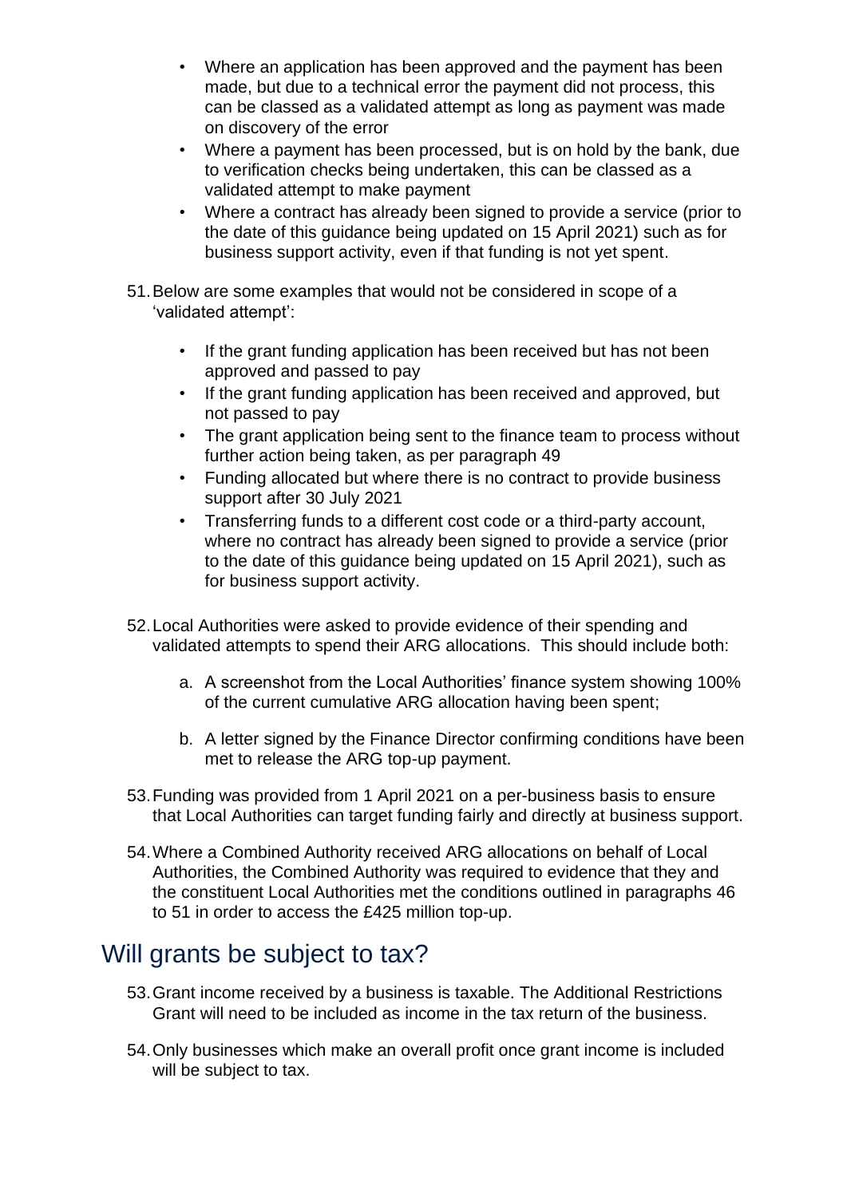- Where an application has been approved and the payment has been made, but due to a technical error the payment did not process, this can be classed as a validated attempt as long as payment was made on discovery of the error
- Where a payment has been processed, but is on hold by the bank, due to verification checks being undertaken, this can be classed as a validated attempt to make payment
- Where a contract has already been signed to provide a service (prior to the date of this guidance being updated on 15 April 2021) such as for business support activity, even if that funding is not yet spent.

51. Below are some examples that would not be considered in scope of a 'validated attempt':

    - If the grant funding application has been received but has not been approved and passed to pay
    - If the grant funding application has been received and approved, but not passed to pay
    - The grant application being sent to the finance team to process without further action being taken, as per paragraph 49
    - Funding allocated but where there is no contract to provide business support after 30 July 2021
    - Transferring funds to a different cost code or a third-party account, where no contract has already been signed to provide a service (prior to the date of this guidance being updated on 15 April 2021), such as for business support activity.

52. Local Authorities were asked to provide evidence of their spending and validated attempts to spend their ARG allocations. This should include both:

    a. A screenshot from the Local Authorities' finance system showing 100% of the current cumulative ARG allocation having been spent;

    b. A letter signed by the Finance Director confirming conditions have been met to release the ARG top-up payment.

53. Funding was provided from 1 April 2021 on a per-business basis to ensure that Local Authorities can target funding fairly and directly at business support.

54. Where a Combined Authority received ARG allocations on behalf of Local Authorities, the Combined Authority was required to evidence that they and the constituent Local Authorities met the conditions outlined in paragraphs 46 to 51 in order to access the £425 million top-up.

## Will grants be subject to tax?

53. Grant income received by a business is taxable. The Additional Restrictions Grant will need to be included as income in the tax return of the business.

54. Only businesses which make an overall profit once grant income is included will be subject to tax.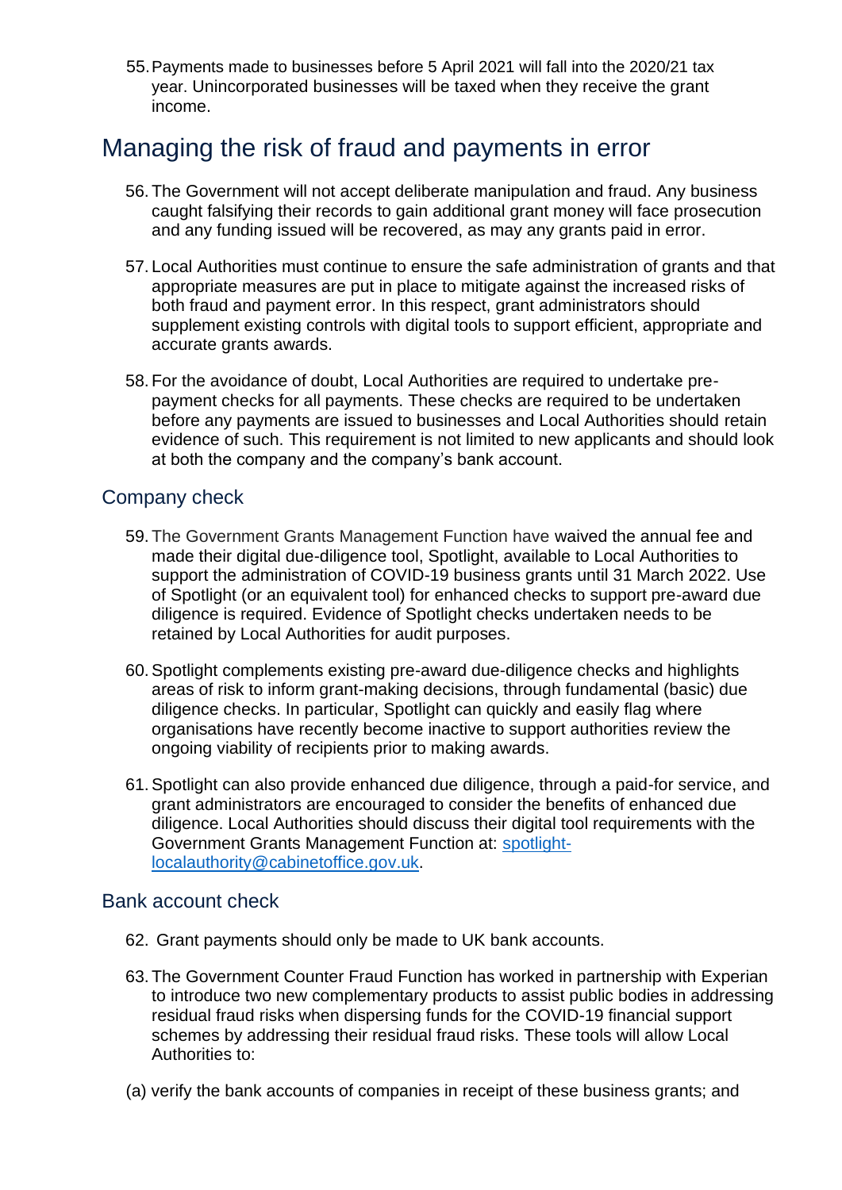55. Payments made to businesses before 5 April 2021 will fall into the 2020/21 tax year. Unincorporated businesses will be taxed when they receive the grant income.

## Managing the risk of fraud and payments in error

56. The Government will not accept deliberate manipulation and fraud. Any business caught falsifying their records to gain additional grant money will face prosecution and any funding issued will be recovered, as may any grants paid in error.

57. Local Authorities must continue to ensure the safe administration of grants and that appropriate measures are put in place to mitigate against the increased risks of both fraud and payment error. In this respect, grant administrators should supplement existing controls with digital tools to support efficient, appropriate and accurate grants awards.

58. For the avoidance of doubt, Local Authorities are required to undertake pre-payment checks for all payments. These checks are required to be undertaken before any payments are issued to businesses and Local Authorities should retain evidence of such. This requirement is not limited to new applicants and should look at both the company and the company's bank account.

### Company check

59. The Government Grants Management Function have waived the annual fee and made their digital due-diligence tool, Spotlight, available to Local Authorities to support the administration of COVID-19 business grants until 31 March 2022. Use of Spotlight (or an equivalent tool) for enhanced checks to support pre-award due diligence is required. Evidence of Spotlight checks undertaken needs to be retained by Local Authorities for audit purposes.

60. Spotlight complements existing pre-award due-diligence checks and highlights areas of risk to inform grant-making decisions, through fundamental (basic) due diligence checks. In particular, Spotlight can quickly and easily flag where organisations have recently become inactive to support authorities review the ongoing viability of recipients prior to making awards.

61. Spotlight can also provide enhanced due diligence, through a paid-for service, and grant administrators are encouraged to consider the benefits of enhanced due diligence. Local Authorities should discuss their digital tool requirements with the Government Grants Management Function at: spotlight-localauthority@cabinetoffice.gov.uk.

### Bank account check

62. Grant payments should only be made to UK bank accounts.

63. The Government Counter Fraud Function has worked in partnership with Experian to introduce two new complementary products to assist public bodies in addressing residual fraud risks when dispersing funds for the COVID-19 financial support schemes by addressing their residual fraud risks. These tools will allow Local Authorities to:

(a) verify the bank accounts of companies in receipt of these business grants; and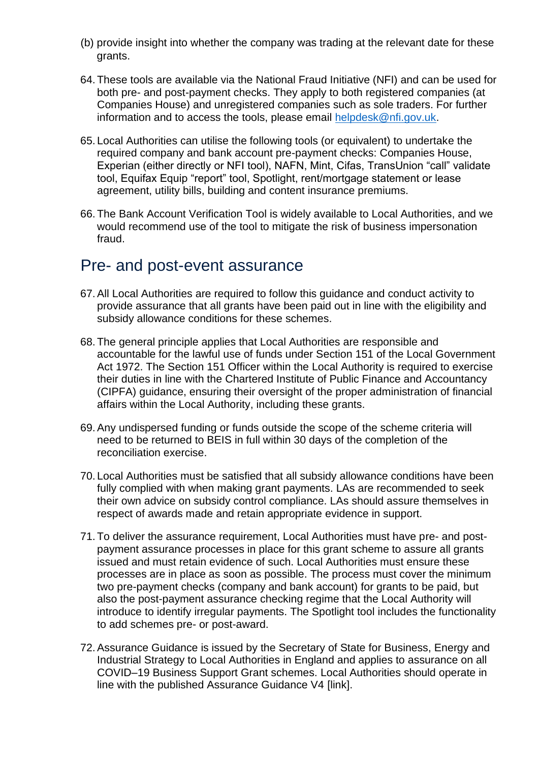(b) provide insight into whether the company was trading at the relevant date for these grants.

64. These tools are available via the National Fraud Initiative (NFI) and can be used for both pre- and post-payment checks. They apply to both registered companies (at Companies House) and unregistered companies such as sole traders. For further information and to access the tools, please email [helpdesk@nfi.gov.uk](mailto:helpdesk@nfi.gov.uk).

65. Local Authorities can utilise the following tools (or equivalent) to undertake the required company and bank account pre-payment checks: Companies House, Experian (either directly or NFI tool), NAFN, Mint, Cifas, TransUnion "call" validate tool, Equifax Equip "report" tool, Spotlight, rent/mortgage statement or lease agreement, utility bills, building and content insurance premiums.

66. The Bank Account Verification Tool is widely available to Local Authorities, and we would recommend use of the tool to mitigate the risk of business impersonation fraud.

## Pre- and post-event assurance

67. All Local Authorities are required to follow this guidance and conduct activity to provide assurance that all grants have been paid out in line with the eligibility and subsidy allowance conditions for these schemes.

68. The general principle applies that Local Authorities are responsible and accountable for the lawful use of funds under Section 151 of the Local Government Act 1972. The Section 151 Officer within the Local Authority is required to exercise their duties in line with the Chartered Institute of Public Finance and Accountancy (CIPFA) guidance, ensuring their oversight of the proper administration of financial affairs within the Local Authority, including these grants.

69. Any undispersed funding or funds outside the scope of the scheme criteria will need to be returned to BEIS in full within 30 days of the completion of the reconciliation exercise.

70. Local Authorities must be satisfied that all subsidy allowance conditions have been fully complied with when making grant payments. LAs are recommended to seek their own advice on subsidy control compliance. LAs should assure themselves in respect of awards made and retain appropriate evidence in support.

71. To deliver the assurance requirement, Local Authorities must have pre- and post-payment assurance processes in place for this grant scheme to assure all grants issued and must retain evidence of such. Local Authorities must ensure these processes are in place as soon as possible. The process must cover the minimum two pre-payment checks (company and bank account) for grants to be paid, but also the post-payment assurance checking regime that the Local Authority will introduce to identify irregular payments. The Spotlight tool includes the functionality to add schemes pre- or post-award.

72. Assurance Guidance is issued by the Secretary of State for Business, Energy and Industrial Strategy to Local Authorities in England and applies to assurance on all COVID–19 Business Support Grant schemes. Local Authorities should operate in line with the published Assurance Guidance V4 [link].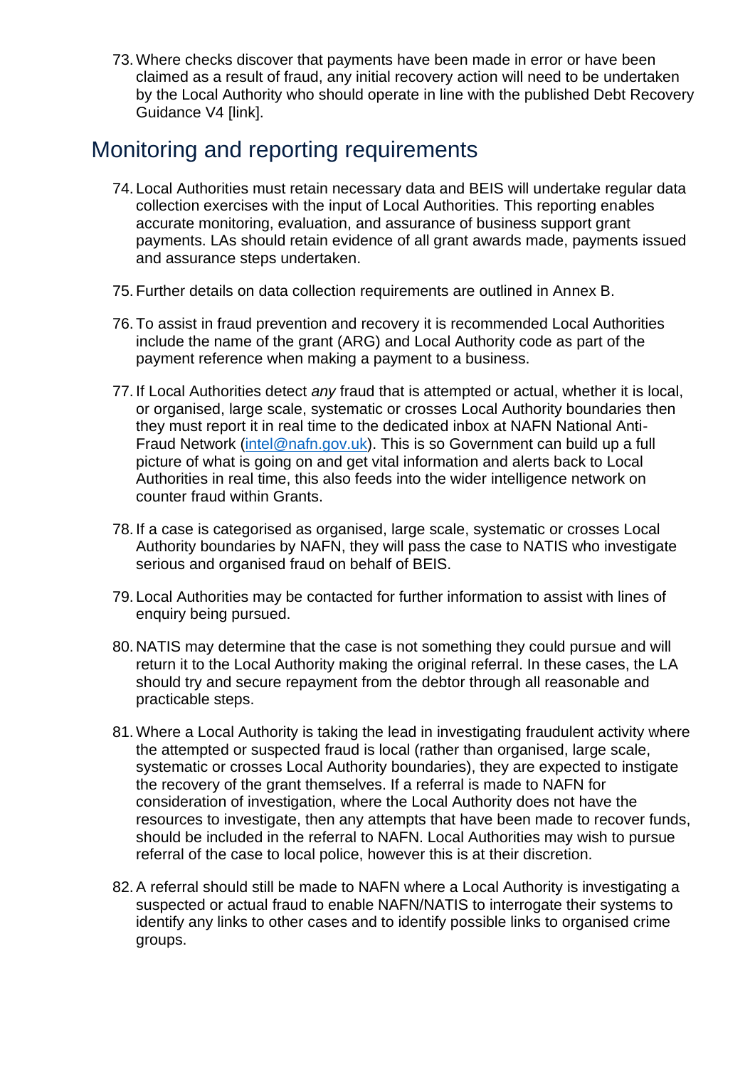73. Where checks discover that payments have been made in error or have been claimed as a result of fraud, any initial recovery action will need to be undertaken by the Local Authority who should operate in line with the published Debt Recovery Guidance V4 [link].

## Monitoring and reporting requirements

74. Local Authorities must retain necessary data and BEIS will undertake regular data collection exercises with the input of Local Authorities. This reporting enables accurate monitoring, evaluation, and assurance of business support grant payments. LAs should retain evidence of all grant awards made, payments issued and assurance steps undertaken.

75. Further details on data collection requirements are outlined in Annex B.

76. To assist in fraud prevention and recovery it is recommended Local Authorities include the name of the grant (ARG) and Local Authority code as part of the payment reference when making a payment to a business.

77. If Local Authorities detect *any* fraud that is attempted or actual, whether it is local, or organised, large scale, systematic or crosses Local Authority boundaries then they must report it in real time to the dedicated inbox at NAFN National Anti-Fraud Network ([intel@nafn.gov.uk](mailto:intel@nafn.gov.uk)). This is so Government can build up a full picture of what is going on and get vital information and alerts back to Local Authorities in real time, this also feeds into the wider intelligence network on counter fraud within Grants.

78. If a case is categorised as organised, large scale, systematic or crosses Local Authority boundaries by NAFN, they will pass the case to NATIS who investigate serious and organised fraud on behalf of BEIS.

79. Local Authorities may be contacted for further information to assist with lines of enquiry being pursued.

80. NATIS may determine that the case is not something they could pursue and will return it to the Local Authority making the original referral. In these cases, the LA should try and secure repayment from the debtor through all reasonable and practicable steps.

81. Where a Local Authority is taking the lead in investigating fraudulent activity where the attempted or suspected fraud is local (rather than organised, large scale, systematic or crosses Local Authority boundaries), they are expected to instigate the recovery of the grant themselves. If a referral is made to NAFN for consideration of investigation, where the Local Authority does not have the resources to investigate, then any attempts that have been made to recover funds, should be included in the referral to NAFN. Local Authorities may wish to pursue referral of the case to local police, however this is at their discretion.

82. A referral should still be made to NAFN where a Local Authority is investigating a suspected or actual fraud to enable NAFN/NATIS to interrogate their systems to identify any links to other cases and to identify possible links to organised crime groups.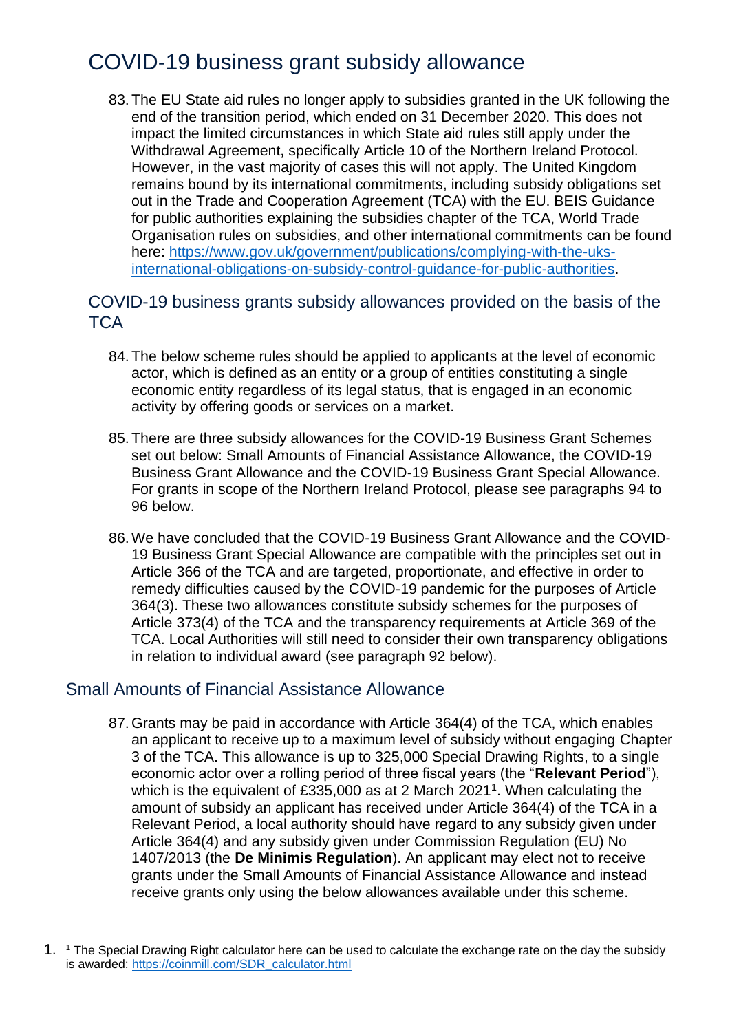# COVID-19 business grant subsidy allowance

83. The EU State aid rules no longer apply to subsidies granted in the UK following the end of the transition period, which ended on 31 December 2020. This does not impact the limited circumstances in which State aid rules still apply under the Withdrawal Agreement, specifically Article 10 of the Northern Ireland Protocol. However, in the vast majority of cases this will not apply. The United Kingdom remains bound by its international commitments, including subsidy obligations set out in the Trade and Cooperation Agreement (TCA) with the EU. BEIS Guidance for public authorities explaining the subsidies chapter of the TCA, World Trade Organisation rules on subsidies, and other international commitments can be found here: [https://www.gov.uk/government/publications/complying-with-the-uks-international-obligations-on-subsidy-control-guidance-for-public-authorities](https://www.gov.uk/government/publications/complying-with-the-uks-international-obligations-on-subsidy-control-guidance-for-public-authorities).

## COVID-19 business grants subsidy allowances provided on the basis of the TCA

84. The below scheme rules should be applied to applicants at the level of economic actor, which is defined as an entity or a group of entities constituting a single economic entity regardless of its legal status, that is engaged in an economic activity by offering goods or services on a market.

85. There are three subsidy allowances for the COVID-19 Business Grant Schemes set out below: Small Amounts of Financial Assistance Allowance, the COVID-19 Business Grant Allowance and the COVID-19 Business Grant Special Allowance. For grants in scope of the Northern Ireland Protocol, please see paragraphs 94 to 96 below.

86. We have concluded that the COVID-19 Business Grant Allowance and the COVID-19 Business Grant Special Allowance are compatible with the principles set out in Article 366 of the TCA and are targeted, proportionate, and effective in order to remedy difficulties caused by the COVID-19 pandemic for the purposes of Article 364(3). These two allowances constitute subsidy schemes for the purposes of Article 373(4) of the TCA and the transparency requirements at Article 369 of the TCA. Local Authorities will still need to consider their own transparency obligations in relation to individual award (see paragraph 92 below).

## Small Amounts of Financial Assistance Allowance

87. Grants may be paid in accordance with Article 364(4) of the TCA, which enables an applicant to receive up to a maximum level of subsidy without engaging Chapter 3 of the TCA. This allowance is up to 325,000 Special Drawing Rights, to a single economic actor over a rolling period of three fiscal years (the "**Relevant Period**"), which is the equivalent of £335,000 as at 2 March 2021[1]. When calculating the amount of subsidy an applicant has received under Article 364(4) of the TCA in a Relevant Period, a local authority should have regard to any subsidy given under Article 364(4) and any subsidy given under Commission Regulation (EU) No 1407/2013 (the **De Minimis Regulation**). An applicant may elect not to receive grants under the Small Amounts of Financial Assistance Allowance and instead receive grants only using the below allowances available under this scheme.

---

[1] The Special Drawing Right calculator here can be used to calculate the exchange rate on the day the subsidy is awarded: [https://coinmill.com/SDR_calculator.html](https://coinmill.com/SDR_calculator.html)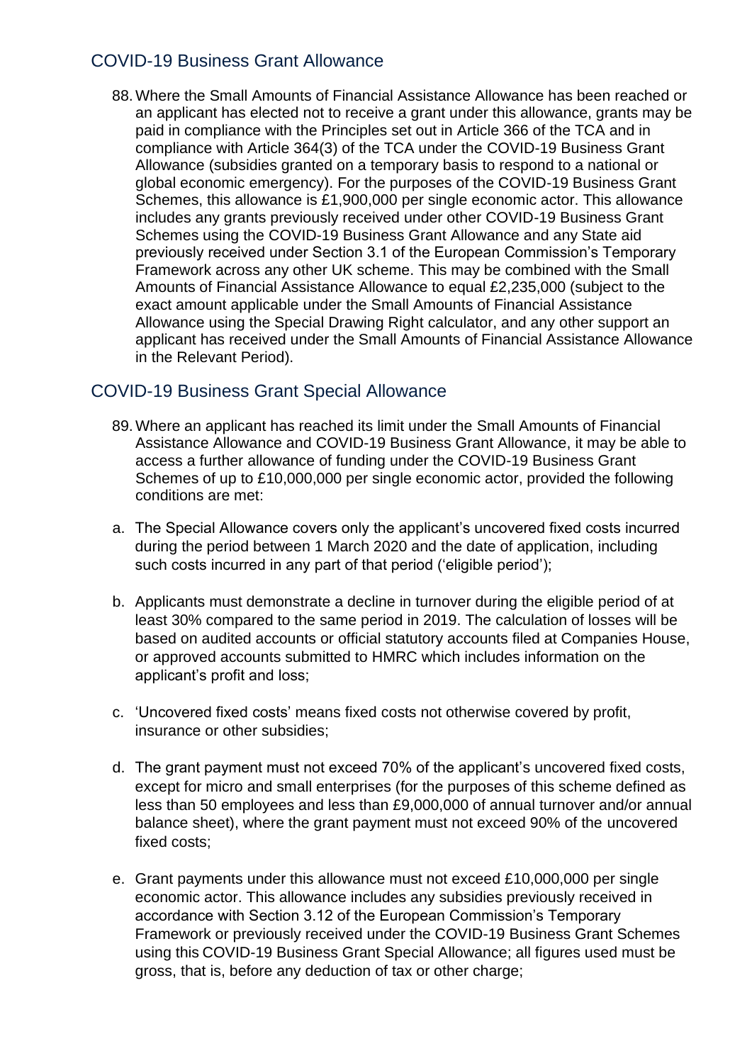## COVID-19 Business Grant Allowance

88. Where the Small Amounts of Financial Assistance Allowance has been reached or an applicant has elected not to receive a grant under this allowance, grants may be paid in compliance with the Principles set out in Article 366 of the TCA and in compliance with Article 364(3) of the TCA under the COVID-19 Business Grant Allowance (subsidies granted on a temporary basis to respond to a national or global economic emergency). For the purposes of the COVID-19 Business Grant Schemes, this allowance is £1,900,000 per single economic actor. This allowance includes any grants previously received under other COVID-19 Business Grant Schemes using the COVID-19 Business Grant Allowance and any State aid previously received under Section 3.1 of the European Commission's Temporary Framework across any other UK scheme. This may be combined with the Small Amounts of Financial Assistance Allowance to equal £2,235,000 (subject to the exact amount applicable under the Small Amounts of Financial Assistance Allowance using the Special Drawing Right calculator, and any other support an applicant has received under the Small Amounts of Financial Assistance Allowance in the Relevant Period).

## COVID-19 Business Grant Special Allowance

89. Where an applicant has reached its limit under the Small Amounts of Financial Assistance Allowance and COVID-19 Business Grant Allowance, it may be able to access a further allowance of funding under the COVID-19 Business Grant Schemes of up to £10,000,000 per single economic actor, provided the following conditions are met:

a. The Special Allowance covers only the applicant's uncovered fixed costs incurred during the period between 1 March 2020 and the date of application, including such costs incurred in any part of that period ('eligible period');

b. Applicants must demonstrate a decline in turnover during the eligible period of at least 30% compared to the same period in 2019. The calculation of losses will be based on audited accounts or official statutory accounts filed at Companies House, or approved accounts submitted to HMRC which includes information on the applicant's profit and loss;

c. 'Uncovered fixed costs' means fixed costs not otherwise covered by profit, insurance or other subsidies;

d. The grant payment must not exceed 70% of the applicant's uncovered fixed costs, except for micro and small enterprises (for the purposes of this scheme defined as less than 50 employees and less than £9,000,000 of annual turnover and/or annual balance sheet), where the grant payment must not exceed 90% of the uncovered fixed costs;

e. Grant payments under this allowance must not exceed £10,000,000 per single economic actor. This allowance includes any subsidies previously received in accordance with Section 3.12 of the European Commission's Temporary Framework or previously received under the COVID-19 Business Grant Schemes using this COVID-19 Business Grant Special Allowance; all figures used must be gross, that is, before any deduction of tax or other charge;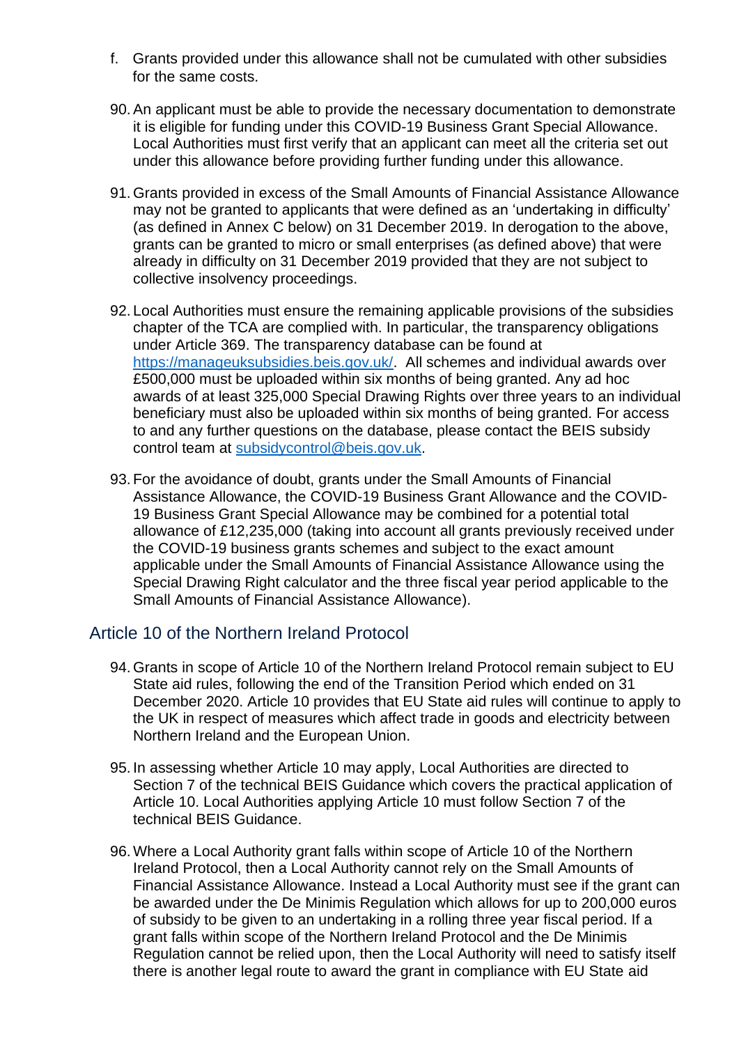f. Grants provided under this allowance shall not be cumulated with other subsidies for the same costs.

90. An applicant must be able to provide the necessary documentation to demonstrate it is eligible for funding under this COVID-19 Business Grant Special Allowance. Local Authorities must first verify that an applicant can meet all the criteria set out under this allowance before providing further funding under this allowance.

91. Grants provided in excess of the Small Amounts of Financial Assistance Allowance may not be granted to applicants that were defined as an 'undertaking in difficulty' (as defined in Annex C below) on 31 December 2019. In derogation to the above, grants can be granted to micro or small enterprises (as defined above) that were already in difficulty on 31 December 2019 provided that they are not subject to collective insolvency proceedings.

92. Local Authorities must ensure the remaining applicable provisions of the subsidies chapter of the TCA are complied with. In particular, the transparency obligations under Article 369. The transparency database can be found at https://manageuksubsidies.beis.gov.uk/. All schemes and individual awards over £500,000 must be uploaded within six months of being granted. Any ad hoc awards of at least 325,000 Special Drawing Rights over three years to an individual beneficiary must also be uploaded within six months of being granted. For access to and any further questions on the database, please contact the BEIS subsidy control team at subsidycontrol@beis.gov.uk.

93. For the avoidance of doubt, grants under the Small Amounts of Financial Assistance Allowance, the COVID-19 Business Grant Allowance and the COVID-19 Business Grant Special Allowance may be combined for a potential total allowance of £12,235,000 (taking into account all grants previously received under the COVID-19 business grants schemes and subject to the exact amount applicable under the Small Amounts of Financial Assistance Allowance using the Special Drawing Right calculator and the three fiscal year period applicable to the Small Amounts of Financial Assistance Allowance).

## Article 10 of the Northern Ireland Protocol

94. Grants in scope of Article 10 of the Northern Ireland Protocol remain subject to EU State aid rules, following the end of the Transition Period which ended on 31 December 2020. Article 10 provides that EU State aid rules will continue to apply to the UK in respect of measures which affect trade in goods and electricity between Northern Ireland and the European Union.

95. In assessing whether Article 10 may apply, Local Authorities are directed to Section 7 of the technical BEIS Guidance which covers the practical application of Article 10. Local Authorities applying Article 10 must follow Section 7 of the technical BEIS Guidance.

96. Where a Local Authority grant falls within scope of Article 10 of the Northern Ireland Protocol, then a Local Authority cannot rely on the Small Amounts of Financial Assistance Allowance. Instead a Local Authority must see if the grant can be awarded under the De Minimis Regulation which allows for up to 200,000 euros of subsidy to be given to an undertaking in a rolling three year fiscal period. If a grant falls within scope of the Northern Ireland Protocol and the De Minimis Regulation cannot be relied upon, then the Local Authority will need to satisfy itself there is another legal route to award the grant in compliance with EU State aid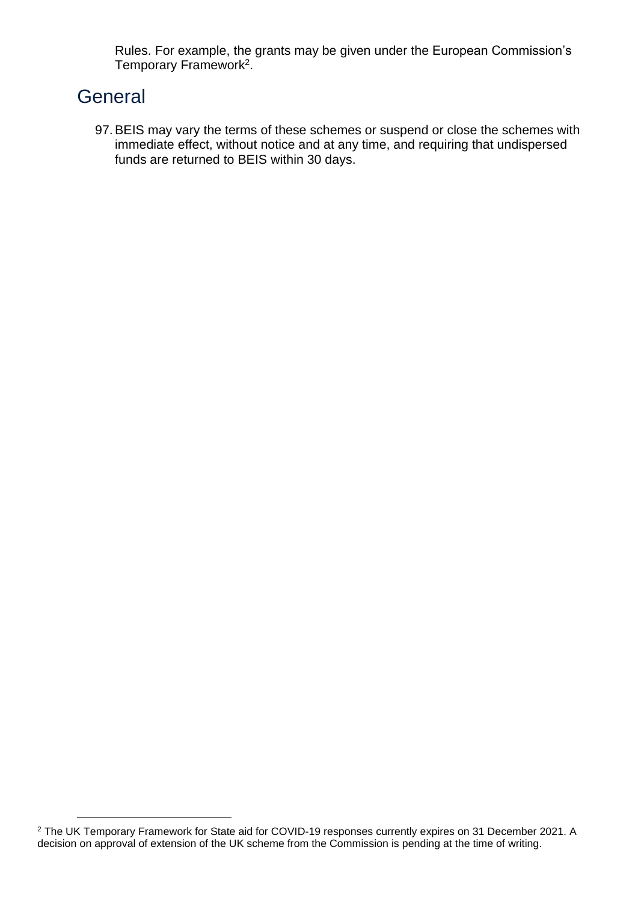Rules. For example, the grants may be given under the European Commission's Temporary Framework[2].

## General

97. BEIS may vary the terms of these schemes or suspend or close the schemes with immediate effect, without notice and at any time, and requiring that undispersed funds are returned to BEIS within 30 days.

[2] The UK Temporary Framework for State aid for COVID-19 responses currently expires on 31 December 2021. A decision on approval of extension of the UK scheme from the Commission is pending at the time of writing.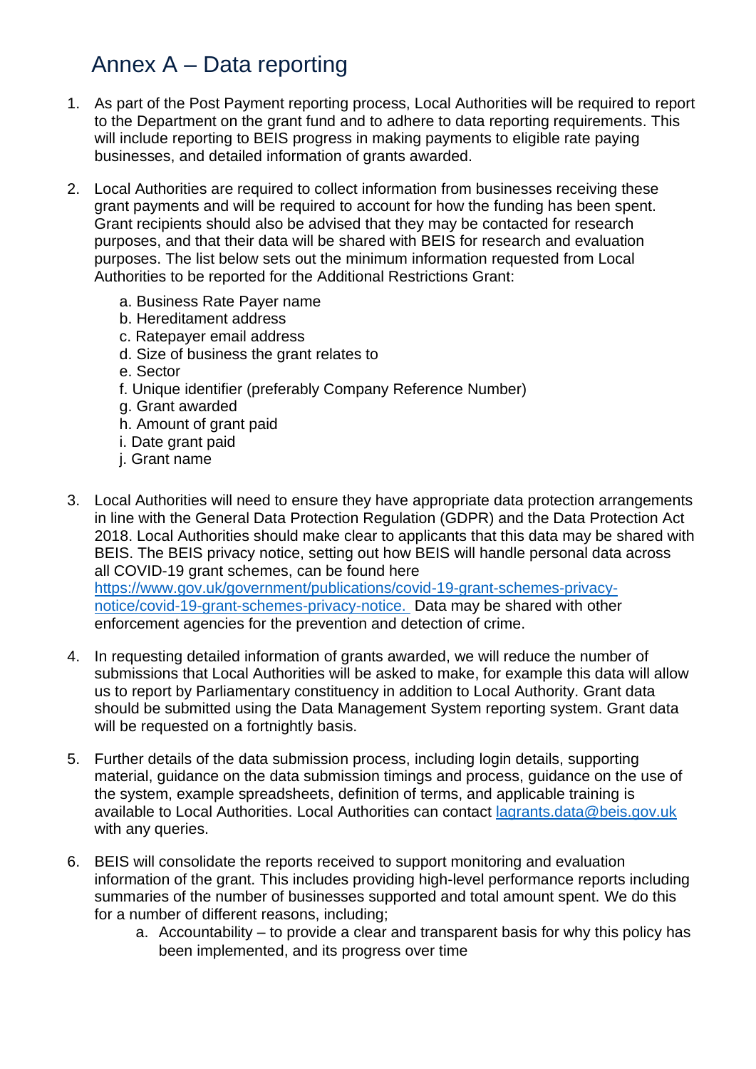# Annex A – Data reporting

1. As part of the Post Payment reporting process, Local Authorities will be required to report to the Department on the grant fund and to adhere to data reporting requirements. This will include reporting to BEIS progress in making payments to eligible rate paying businesses, and detailed information of grants awarded.

2. Local Authorities are required to collect information from businesses receiving these grant payments and will be required to account for how the funding has been spent. Grant recipients should also be advised that they may be contacted for research purposes, and that their data will be shared with BEIS for research and evaluation purposes. The list below sets out the minimum information requested from Local Authorities to be reported for the Additional Restrictions Grant:

   a. Business Rate Payer name
   b. Hereditament address
   c. Ratepayer email address
   d. Size of business the grant relates to
   e. Sector
   f. Unique identifier (preferably Company Reference Number)
   g. Grant awarded
   h. Amount of grant paid
   i. Date grant paid
   j. Grant name

3. Local Authorities will need to ensure they have appropriate data protection arrangements in line with the General Data Protection Regulation (GDPR) and the Data Protection Act 2018. Local Authorities should make clear to applicants that this data may be shared with BEIS. The BEIS privacy notice, setting out how BEIS will handle personal data across all COVID-19 grant schemes, can be found here [https://www.gov.uk/government/publications/covid-19-grant-schemes-privacy-notice/covid-19-grant-schemes-privacy-notice.](https://www.gov.uk/government/publications/covid-19-grant-schemes-privacy-notice/covid-19-grant-schemes-privacy-notice) Data may be shared with other enforcement agencies for the prevention and detection of crime.

4. In requesting detailed information of grants awarded, we will reduce the number of submissions that Local Authorities will be asked to make, for example this data will allow us to report by Parliamentary constituency in addition to Local Authority. Grant data should be submitted using the Data Management System reporting system. Grant data will be requested on a fortnightly basis.

5. Further details of the data submission process, including login details, supporting material, guidance on the data submission timings and process, guidance on the use of the system, example spreadsheets, definition of terms, and applicable training is available to Local Authorities. Local Authorities can contact [lagrants.data@beis.gov.uk](mailto:lagrants.data@beis.gov.uk) with any queries.

6. BEIS will consolidate the reports received to support monitoring and evaluation information of the grant. This includes providing high-level performance reports including summaries of the number of businesses supported and total amount spent. We do this for a number of different reasons, including;

   a. Accountability – to provide a clear and transparent basis for why this policy has been implemented, and its progress over time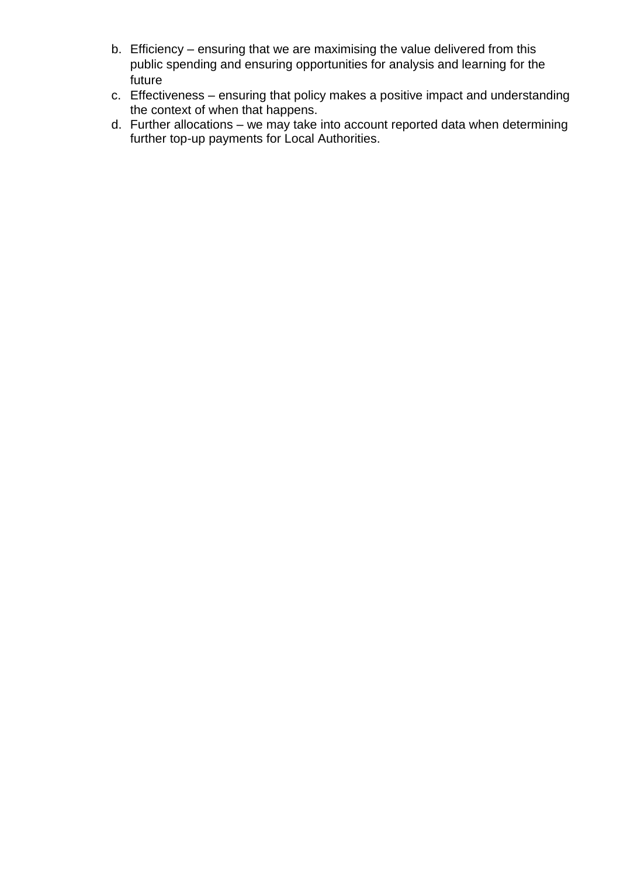b. Efficiency – ensuring that we are maximising the value delivered from this public spending and ensuring opportunities for analysis and learning for the future
c. Effectiveness – ensuring that policy makes a positive impact and understanding the context of when that happens.
d. Further allocations – we may take into account reported data when determining further top-up payments for Local Authorities.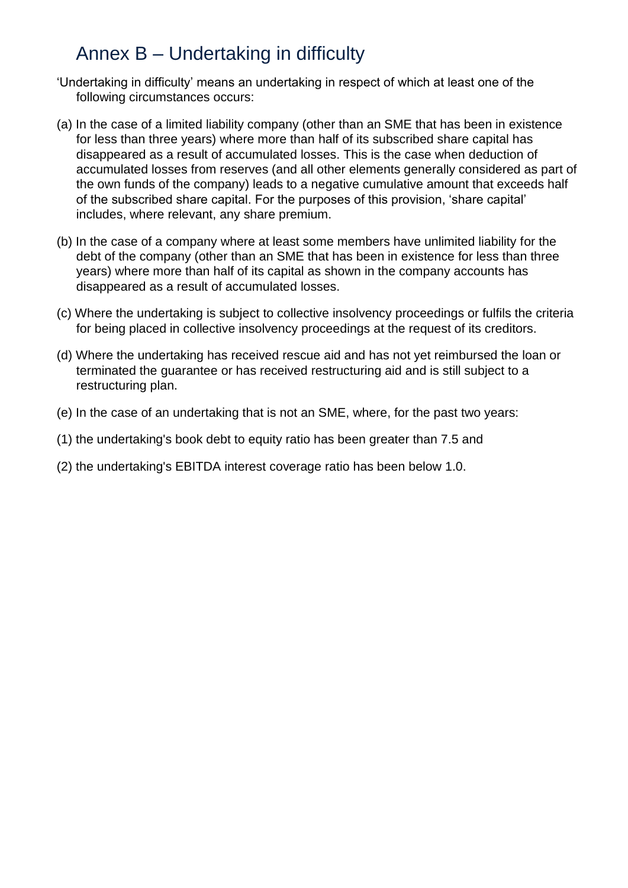## Annex B – Undertaking in difficulty

'Undertaking in difficulty' means an undertaking in respect of which at least one of the following circumstances occurs:

(a) In the case of a limited liability company (other than an SME that has been in existence for less than three years) where more than half of its subscribed share capital has disappeared as a result of accumulated losses. This is the case when deduction of accumulated losses from reserves (and all other elements generally considered as part of the own funds of the company) leads to a negative cumulative amount that exceeds half of the subscribed share capital. For the purposes of this provision, 'share capital' includes, where relevant, any share premium.

(b) In the case of a company where at least some members have unlimited liability for the debt of the company (other than an SME that has been in existence for less than three years) where more than half of its capital as shown in the company accounts has disappeared as a result of accumulated losses.

(c) Where the undertaking is subject to collective insolvency proceedings or fulfils the criteria for being placed in collective insolvency proceedings at the request of its creditors.

(d) Where the undertaking has received rescue aid and has not yet reimbursed the loan or terminated the guarantee or has received restructuring aid and is still subject to a restructuring plan.

(e) In the case of an undertaking that is not an SME, where, for the past two years:

(1) the undertaking's book debt to equity ratio has been greater than 7.5 and

(2) the undertaking's EBITDA interest coverage ratio has been below 1.0.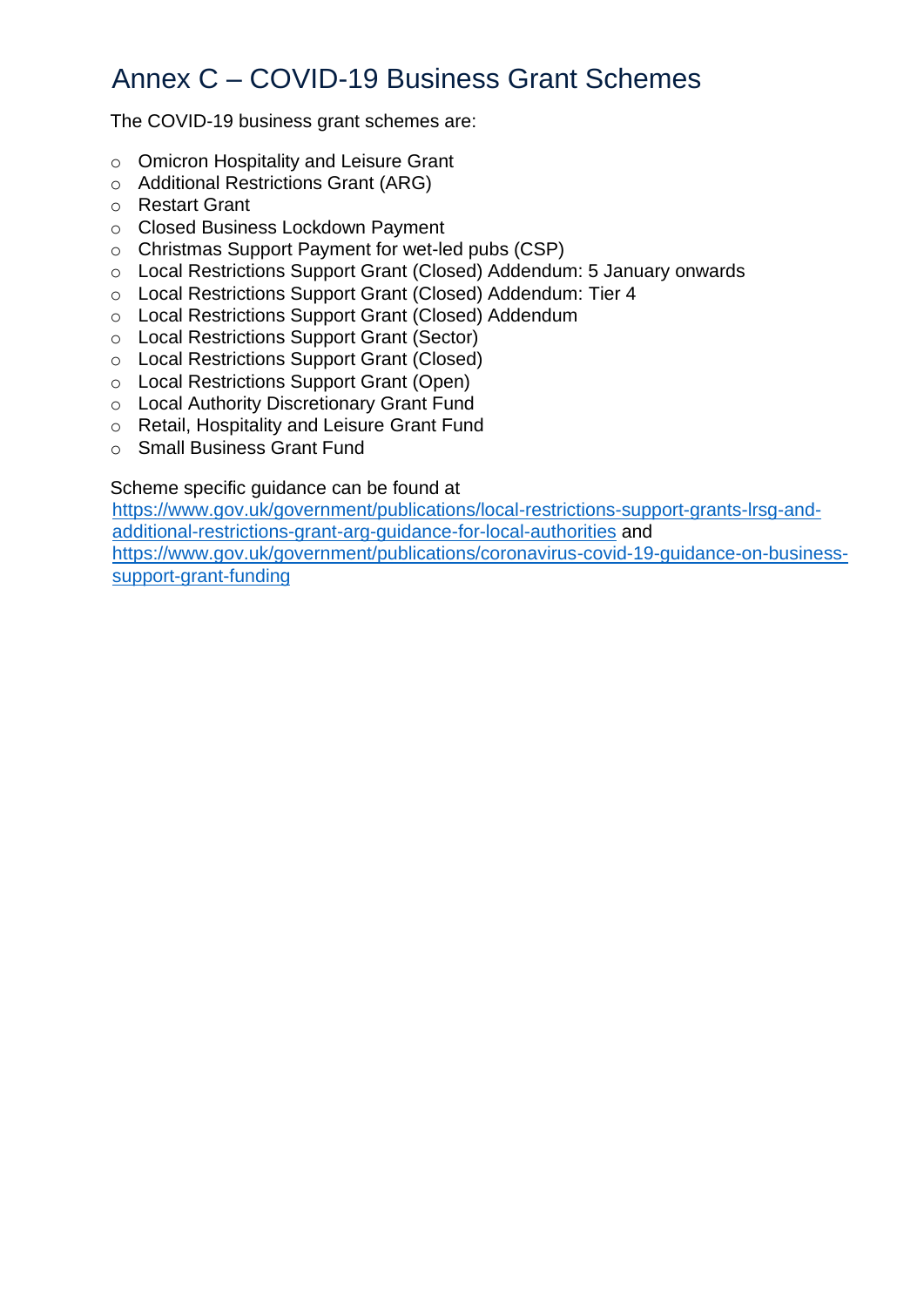# Annex C – COVID-19 Business Grant Schemes

The COVID-19 business grant schemes are:

- Omicron Hospitality and Leisure Grant
- Additional Restrictions Grant (ARG)
- Restart Grant
- Closed Business Lockdown Payment
- Christmas Support Payment for wet-led pubs (CSP)
- Local Restrictions Support Grant (Closed) Addendum: 5 January onwards
- Local Restrictions Support Grant (Closed) Addendum: Tier 4
- Local Restrictions Support Grant (Closed) Addendum
- Local Restrictions Support Grant (Sector)
- Local Restrictions Support Grant (Closed)
- Local Restrictions Support Grant (Open)
- Local Authority Discretionary Grant Fund
- Retail, Hospitality and Leisure Grant Fund
- Small Business Grant Fund

Scheme specific guidance can be found at [https://www.gov.uk/government/publications/local-restrictions-support-grants-lrsg-and-additional-restrictions-grant-arg-guidance-for-local-authorities](https://www.gov.uk/government/publications/local-restrictions-support-grants-lrsg-and-additional-restrictions-grant-arg-guidance-for-local-authorities) and [https://www.gov.uk/government/publications/coronavirus-covid-19-guidance-on-business-support-grant-funding](https://www.gov.uk/government/publications/coronavirus-covid-19-guidance-on-business-support-grant-funding)